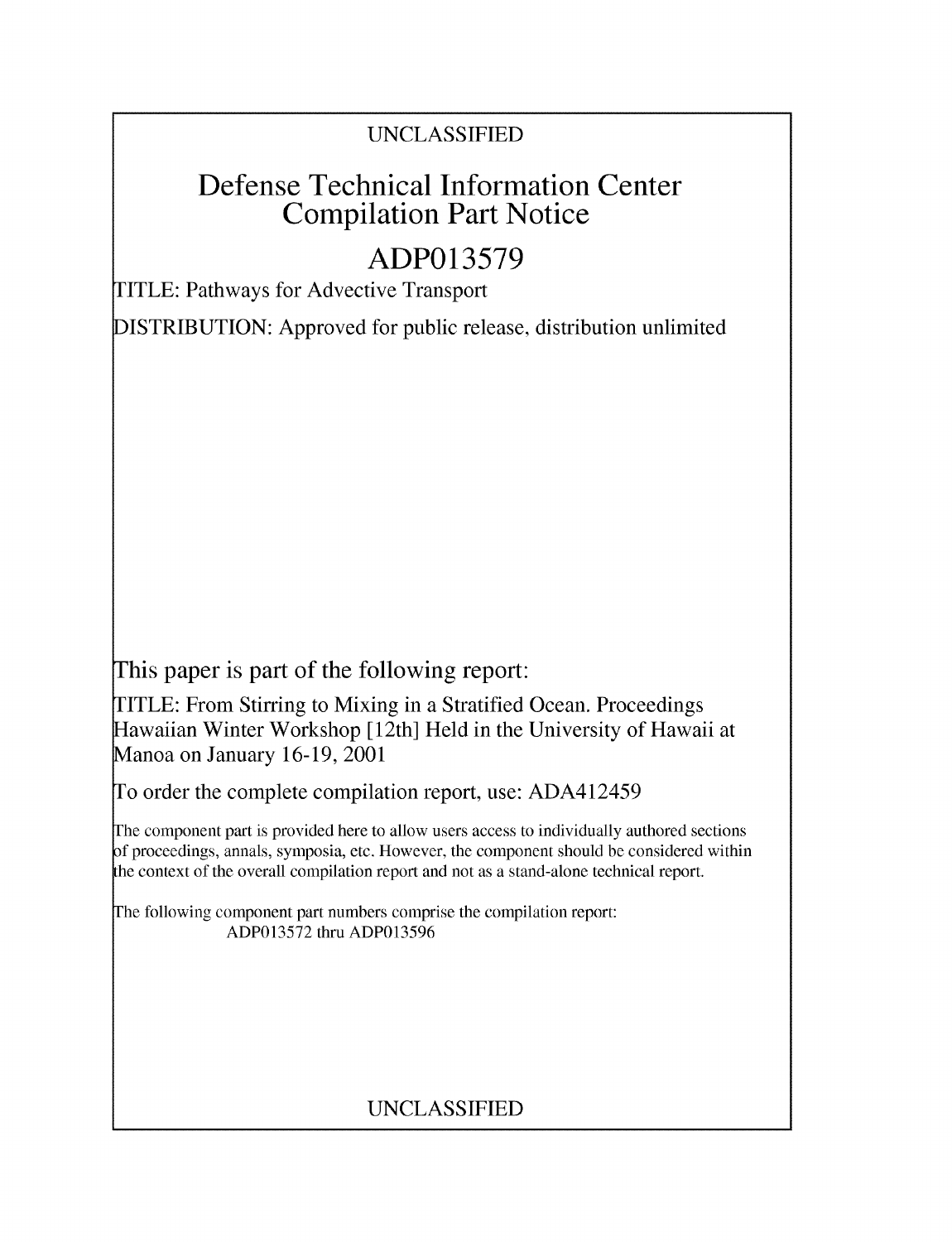UNCLASSIFIED

# Defense Technical Information Center Compilation Part Notice

## ADP013579

TITLE: Pathways for Advective Transport

DISTRIBUTION: Approved for public release, distribution unlimited

This paper is part of the following report:

TITLE: From Stirring to Mixing in a Stratified Ocean. Proceedings Hawaiian Winter Workshop [12th] Held in the University of Hawaii at Manoa on January 16-19, 2001

To order the complete compilation report, use: ADA412459

The component part is provided here to allow users access to individually authored sections of proceedings, annals, symposia, etc. However, the component should be considered within the context of the overall compilation report and not as a stand-alone technical report.

The following component part numbers comprise the compilation report:
ADP013572 thru ADP013596

UNCLASSIFIED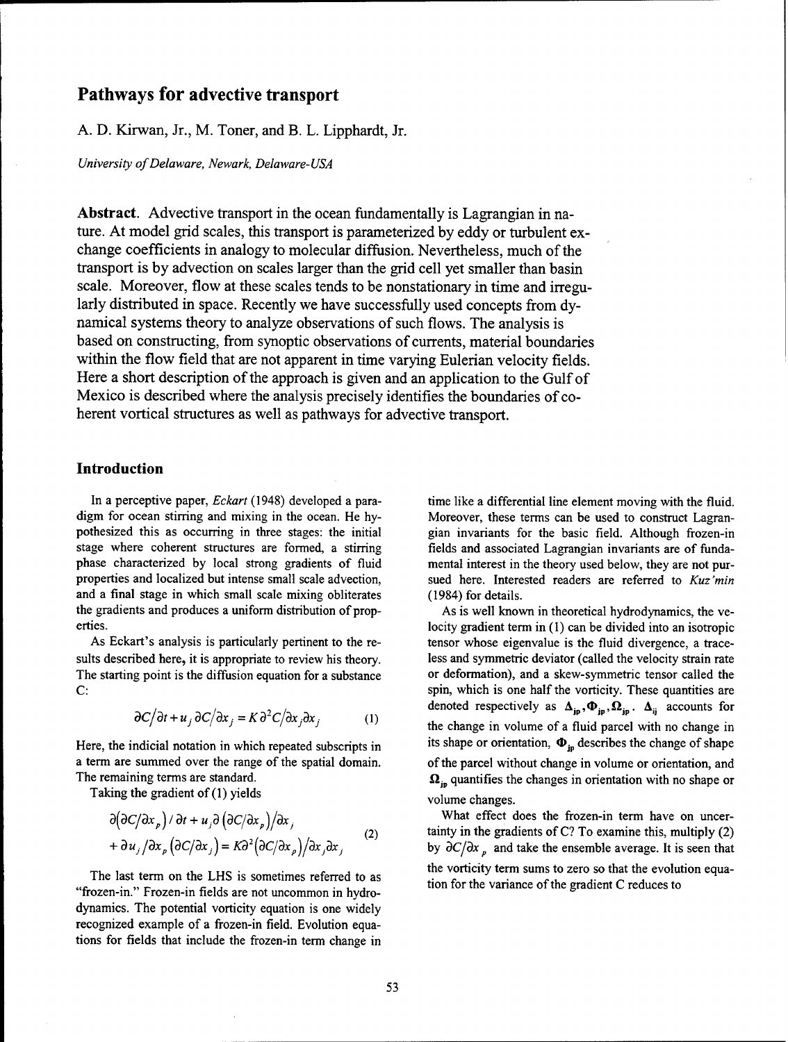# Pathways for advective transport

A. D. Kirwan, Jr., M. Toner, and B. L. Lipphardt, Jr.

*University of Delaware, Newark, Delaware-USA*

**Abstract.** Advective transport in the ocean fundamentally is Lagrangian in nature. At model grid scales, this transport is parameterized by eddy or turbulent exchange coefficients in analogy to molecular diffusion. Nevertheless, much of the transport is by advection on scales larger than the grid cell yet smaller than basin scale. Moreover, flow at these scales tends to be nonstationary in time and irregularly distributed in space. Recently we have successfully used concepts from dynamical systems theory to analyze observations of such flows. The analysis is based on constructing, from synoptic observations of currents, material boundaries within the flow field that are not apparent in time varying Eulerian velocity fields. Here a short description of the approach is given and an application to the Gulf of Mexico is described where the analysis precisely identifies the boundaries of coherent vortical structures as well as pathways for advective transport.

## Introduction

In a perceptive paper, *Eckart* (1948) developed a paradigm for ocean stirring and mixing in the ocean. He hypothesized this as occurring in three stages: the initial stage where coherent structures are formed, a stirring phase characterized by local strong gradients of fluid properties and localized but intense small scale advection, and a final stage in which small scale mixing obliterates the gradients and produces a uniform distribution of properties.

As Eckart's analysis is particularly pertinent to the results described here, it is appropriate to review his theory. The starting point is the diffusion equation for a substance C:

$$\partial C/\partial t + u_j \, \partial C/\partial x_j = K \partial^2 C/\partial x_j \partial x_j \tag{1}$$

Here, the indicial notation in which repeated subscripts in a term are summed over the range of the spatial domain. The remaining terms are standard.

Taking the gradient of (1) yields

$$\begin{aligned} &\partial\left(\partial C/\partial x_p\right)/\partial t + u_j \partial\left(\partial C/\partial x_p\right)/\partial x_j \\ &+ \partial u_j/\partial x_p \left(\partial C/\partial x_j\right) = K\partial^2\left(\partial C/\partial x_p\right)/\partial x_j \partial x_j \end{aligned} \tag{2}$$

The last term on the LHS is sometimes referred to as "frozen-in." Frozen-in fields are not uncommon in hydrodynamics. The potential vorticity equation is one widely recognized example of a frozen-in field. Evolution equations for fields that include the frozen-in term change in time like a differential line element moving with the fluid. Moreover, these terms can be used to construct Lagrangian invariants for the basic field. Although frozen-in fields and associated Lagrangian invariants are of fundamental interest in the theory used below, they are not pursued here. Interested readers are referred to *Kuz'min* (1984) for details.

As is well known in theoretical hydrodynamics, the velocity gradient term in (1) can be divided into an isotropic tensor whose eigenvalue is the fluid divergence, a traceless and symmetric deviator (called the velocity strain rate or deformation), and a skew-symmetric tensor called the spin, which is one half the vorticity. These quantities are denoted respectively as $\mathbf{\Delta}_{jp}, \mathbf{\Phi}_{jp}, \mathbf{\Omega}_{jp}$. $\mathbf{\Delta}_{ij}$ accounts for the change in volume of a fluid parcel with no change in its shape or orientation, $\mathbf{\Phi}_{jp}$ describes the change of shape of the parcel without change in volume or orientation, and $\mathbf{\Omega}_{jp}$ quantifies the changes in orientation with no shape or volume changes.

What effect does the frozen-in term have on uncertainty in the gradients of C? To examine this, multiply (2) by $\partial C/\partial x_p$ and take the ensemble average. It is seen that the vorticity term sums to zero so that the evolution equation for the variance of the gradient C reduces to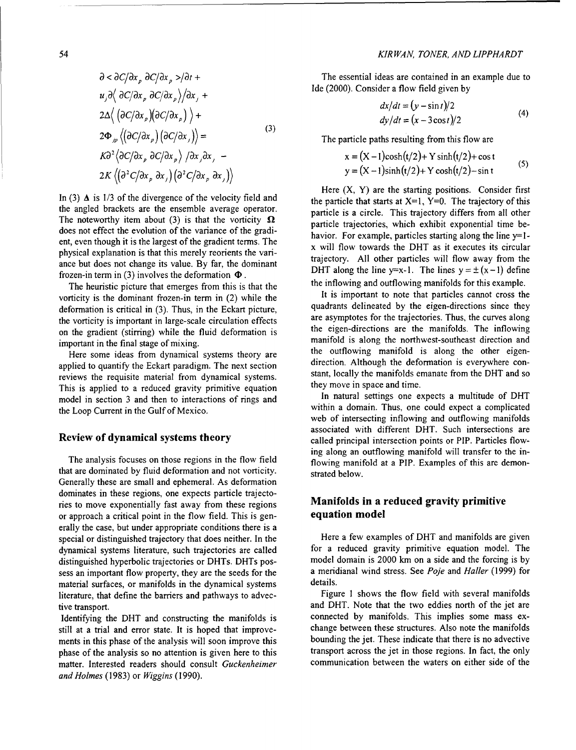$$
\begin{aligned}
&\partial < \partial C/\partial x_p \, \partial C/\partial x_p > /\partial t + \\
&u_j \partial \langle \partial C/\partial x_p \, \partial C/\partial x_p \rangle / \partial x_j + \\
&2\Delta \langle (\partial C/\partial x_p)(\partial C/\partial x_p) \rangle + \\
&2\Phi_{jp} \langle (\partial C/\partial x_p)(\partial C/\partial x_j) \rangle = \\
&K\partial^2 \langle \partial C/\partial x_p \, \partial C/\partial x_p \rangle / \partial x_j \partial x_j \; - \\
&2K \langle (\partial^2 C/\partial x_p \, \partial x_j)(\partial^2 C/\partial x_p \, \partial x_j) \rangle
\end{aligned}
\tag{3}
$$

In (3) $\Delta$ is 1/3 of the divergence of the velocity field and the angled brackets are the ensemble average operator. The noteworthy item about (3) is that the vorticity $\Omega$ does not effect the evolution of the variance of the gradient, even though it is the largest of the gradient terms. The physical explanation is that this merely reorients the variance but does not change its value. By far, the dominant frozen-in term in (3) involves the deformation $\Phi$.

The heuristic picture that emerges from this is that the vorticity is the dominant frozen-in term in (2) while the deformation is critical in (3). Thus, in the Eckart picture, the vorticity is important in large-scale circulation effects on the gradient (stirring) while the fluid deformation is important in the final stage of mixing.

Here some ideas from dynamical systems theory are applied to quantify the Eckart paradigm. The next section reviews the requisite material from dynamical systems. This is applied to a reduced gravity primitive equation model in section 3 and then to interactions of rings and the Loop Current in the Gulf of Mexico.

## Review of dynamical systems theory

The analysis focuses on those regions in the flow field that are dominated by fluid deformation and not vorticity. Generally these are small and ephemeral. As deformation dominates in these regions, one expects particle trajectories to move exponentially fast away from these regions or approach a critical point in the flow field. This is generally the case, but under appropriate conditions there is a special or distinguished trajectory that does neither. In the dynamical systems literature, such trajectories are called distinguished hyperbolic trajectories or DHTs. DHTs possess an important flow property, they are the seeds for the material surfaces, or manifolds in the dynamical systems literature, that define the barriers and pathways to advective transport.

Identifying the DHT and constructing the manifolds is still at a trial and error state. It is hoped that improvements in this phase of the analysis will soon improve this phase of the analysis so no attention is given here to this matter. Interested readers should consult *Guckenheimer and Holmes* (1983) or *Wiggins* (1990).

The essential ideas are contained in an example due to Ide (2000). Consider a flow field given by

$$
\begin{aligned}
dx/dt &= (y - \sin t)/2 \\
dy/dt &= (x - 3\cos t)/2
\end{aligned}
\tag{4}
$$

The particle paths resulting from this flow are

$$
\begin{aligned}
x &= (X-1)\cosh(t/2) + Y\sinh(t/2) + \cos t \\
y &= (X-1)\sinh(t/2) + Y\cosh(t/2) - \sin t
\end{aligned}
\tag{5}
$$

Here (X, Y) are the starting positions. Consider first the particle that starts at X=1, Y=0. The trajectory of this particle is a circle. This trajectory differs from all other particle trajectories, which exhibit exponential time behavior. For example, particles starting along the line y=1-x will flow towards the DHT as it executes its circular trajectory. All other particles will flow away from the DHT along the line y=x-1. The lines $y = \pm(x-1)$ define the inflowing and outflowing manifolds for this example.

It is important to note that particles cannot cross the quadrants delineated by the eigen-directions since they are asymptotes for the trajectories. Thus, the curves along the eigen-directions are the manifolds. The inflowing manifold is along the northwest-southeast direction and the outflowing manifold is along the other eigen-direction. Although the deformation is everywhere constant, locally the manifolds emanate from the DHT and so they move in space and time.

In natural settings one expects a multitude of DHT within a domain. Thus, one could expect a complicated web of intersecting inflowing and outflowing manifolds associated with different DHT. Such intersections are called principal intersection points or PIP. Particles flowing along an outflowing manifold will transfer to the inflowing manifold at a PIP. Examples of this are demonstrated below.

## Manifolds in a reduced gravity primitive equation model

Here a few examples of DHT and manifolds are given for a reduced gravity primitive equation model. The model domain is 2000 km on a side and the forcing is by a meridianal wind stress. See *Poje* and *Haller* (1999) for details.

Figure 1 shows the flow field with several manifolds and DHT. Note that the two eddies north of the jet are connected by manifolds. This implies some mass exchange between these structures. Also note the manifolds bounding the jet. These indicate that there is no advective transport across the jet in those regions. In fact, the only communication between the waters on either side of the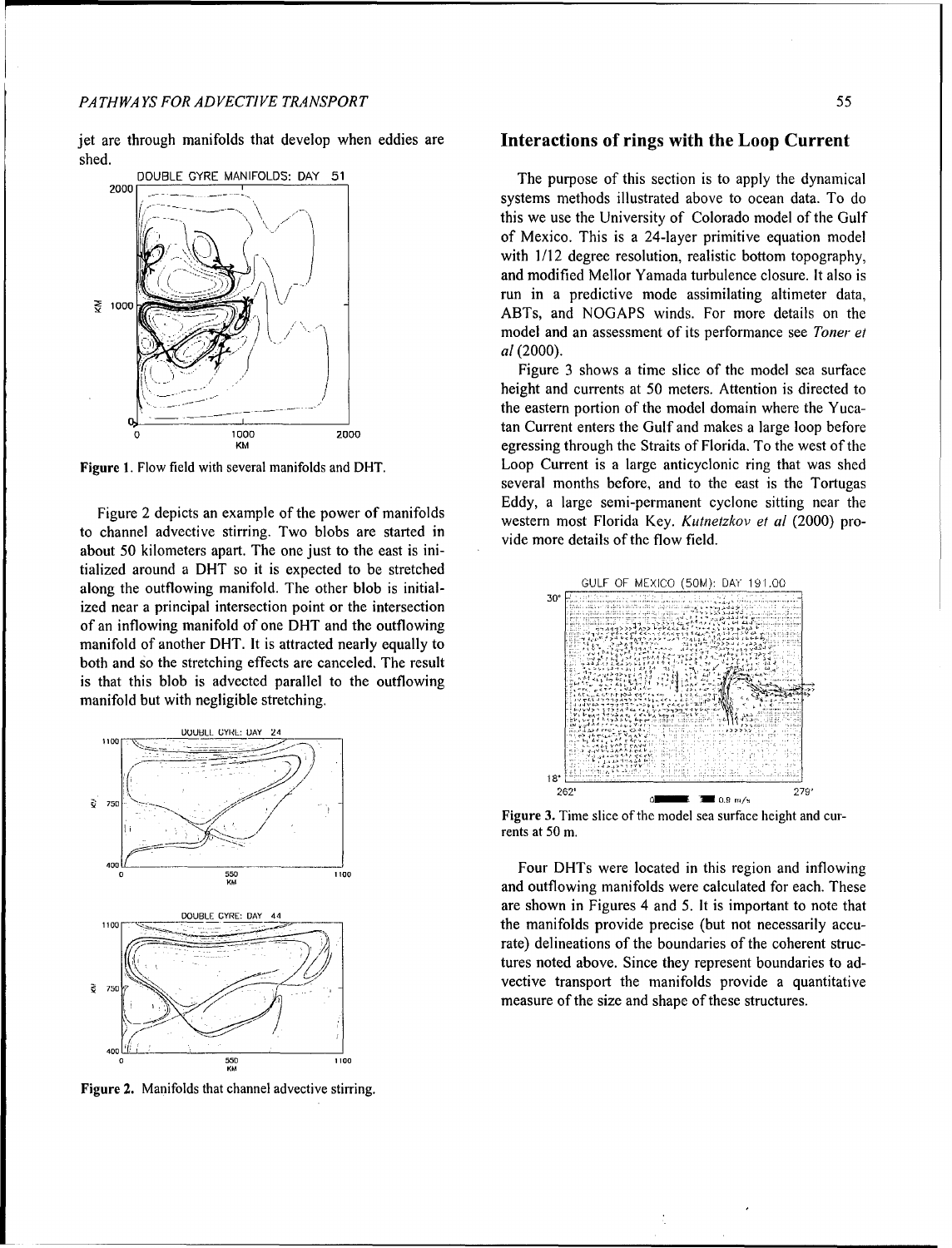jet are through manifolds that develop when eddies are shed.

Figure 1. Flow field with several manifolds and DHT.

Figure 2 depicts an example of the power of manifolds to channel advective stirring. Two blobs are started in about 50 kilometers apart. The one just to the east is initialized around a DHT so it is expected to be stretched along the outflowing manifold. The other blob is initialized near a principal intersection point or the intersection of an inflowing manifold of one DHT and the outflowing manifold of another DHT. It is attracted nearly equally to both and so the stretching effects are canceled. The result is that this blob is advected parallel to the outflowing manifold but with negligible stretching.

Figure 2. Manifolds that channel advective stirring.

## Interactions of rings with the Loop Current

The purpose of this section is to apply the dynamical systems methods illustrated above to ocean data. To do this we use the University of Colorado model of the Gulf of Mexico. This is a 24-layer primitive equation model with 1/12 degree resolution, realistic bottom topography, and modified Mellor Yamada turbulence closure. It also is run in a predictive mode assimilating altimeter data, ABTs, and NOGAPS winds. For more details on the model and an assessment of its performance see *Toner et al* (2000).

Figure 3 shows a time slice of the model sea surface height and currents at 50 meters. Attention is directed to the eastern portion of the model domain where the Yucatan Current enters the Gulf and makes a large loop before egressing through the Straits of Florida. To the west of the Loop Current is a large anticyclonic ring that was shed several months before, and to the east is the Tortugas Eddy, a large semi-permanent cyclone sitting near the western most Florida Key. *Kutnetzkov et al* (2000) provide more details of the flow field.

Figure 3. Time slice of the model sea surface height and currents at 50 m.

Four DHTs were located in this region and inflowing and outflowing manifolds were calculated for each. These are shown in Figures 4 and 5. It is important to note that the manifolds provide precise (but not necessarily accurate) delineations of the boundaries of the coherent structures noted above. Since they represent boundaries to advective transport the manifolds provide a quantitative measure of the size and shape of these structures.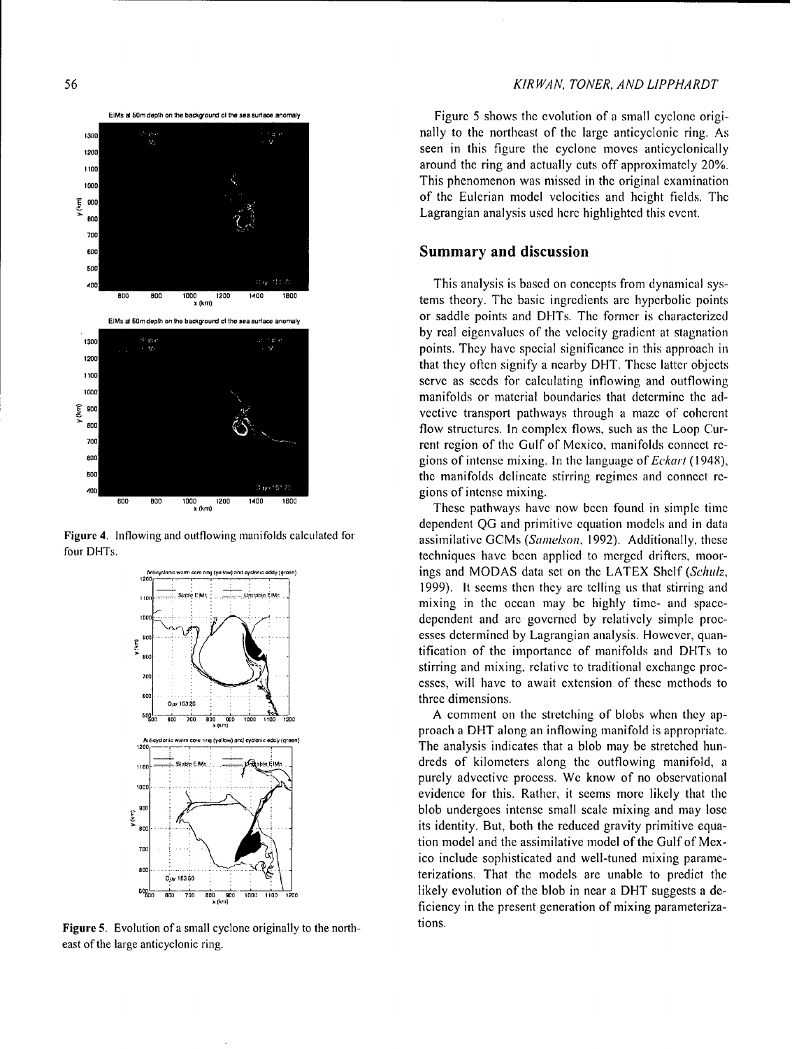Figure 4. Inflowing and outflowing manifolds calculated for four DHTs.

Figure 5. Evolution of a small cyclone originally to the northeast of the large anticyclonic ring.

Figure 5 shows the evolution of a small cyclone originally to the northeast of the large anticyclonic ring. As seen in this figure the cyclone moves anticyclonically around the ring and actually cuts off approximately 20%. This phenomenon was missed in the original examination of the Eulerian model velocities and height fields. The Lagrangian analysis used here highlighted this event.

## Summary and discussion

This analysis is based on concepts from dynamical systems theory. The basic ingredients are hyperbolic points or saddle points and DHTs. The former is characterized by real eigenvalues of the velocity gradient at stagnation points. They have special significance in this approach in that they often signify a nearby DHT. These latter objects serve as seeds for calculating inflowing and outflowing manifolds or material boundaries that determine the advective transport pathways through a maze of coherent flow structures. In complex flows, such as the Loop Current region of the Gulf of Mexico, manifolds connect regions of intense mixing. In the language of *Eckart* (1948), the manifolds delineate stirring regimes and connect regions of intense mixing.

These pathways have now been found in simple time dependent QG and primitive equation models and in data assimilative GCMs (*Samelson*, 1992). Additionally, these techniques have been applied to merged drifters, moorings and MODAS data set on the LATEX Shelf (*Schulz*, 1999). It seems then they are telling us that stirring and mixing in the ocean may be highly time- and space-dependent and are governed by relatively simple processes determined by Lagrangian analysis. However, quantification of the importance of manifolds and DHTs to stirring and mixing, relative to traditional exchange processes, will have to await extension of these methods to three dimensions.

A comment on the stretching of blobs when they approach a DHT along an inflowing manifold is appropriate. The analysis indicates that a blob may be stretched hundreds of kilometers along the outflowing manifold, a purely advective process. We know of no observational evidence for this. Rather, it seems more likely that the blob undergoes intense small scale mixing and may lose its identity. But, both the reduced gravity primitive equation model and the assimilative model of the Gulf of Mexico include sophisticated and well-tuned mixing parameterizations. That the models are unable to predict the likely evolution of the blob in near a DHT suggests a deficiency in the present generation of mixing parameterizations.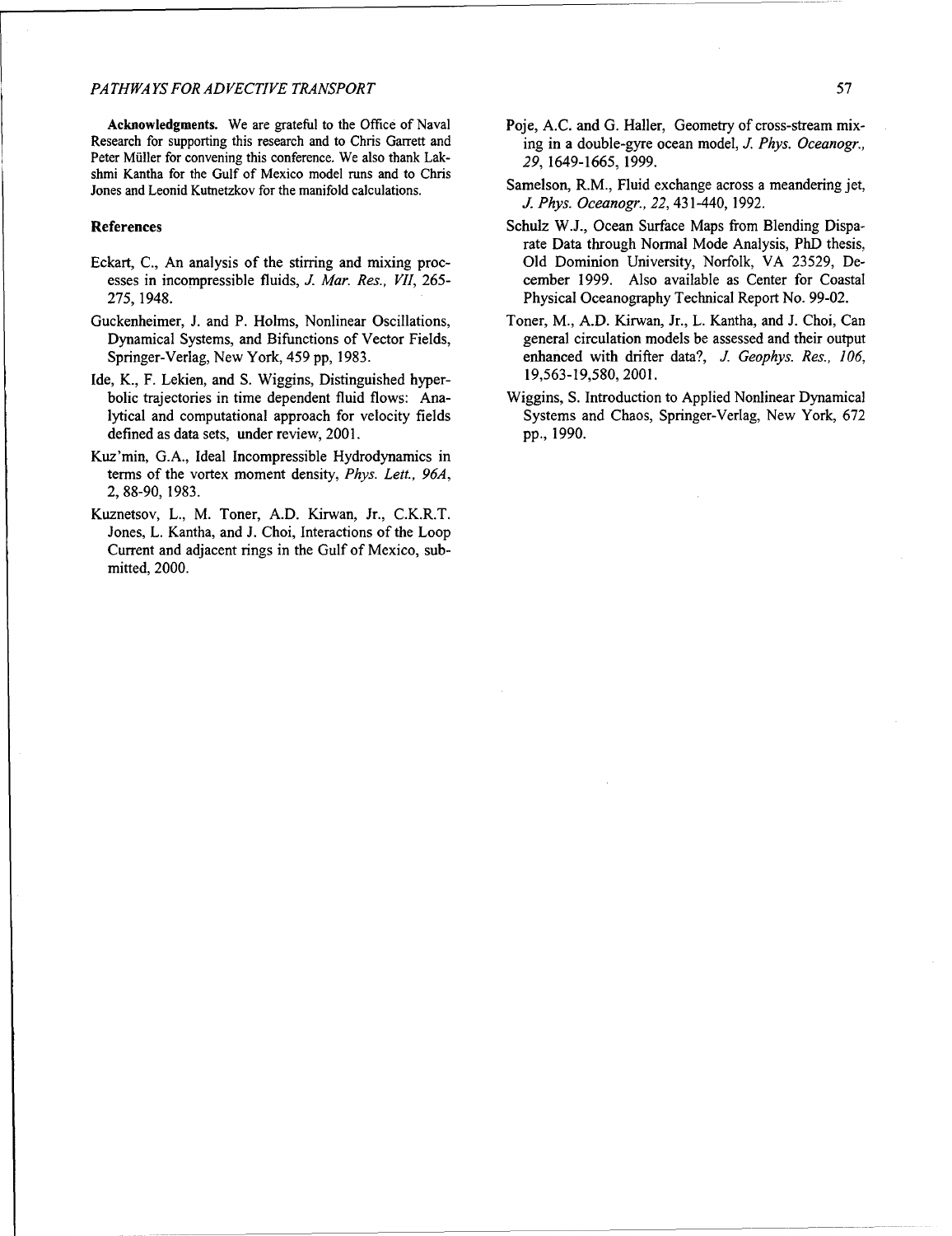**Acknowledgments.** We are grateful to the Office of Naval Research for supporting this research and to Chris Garrett and Peter Müller for convening this conference. We also thank Lakshmi Kantha for the Gulf of Mexico model runs and to Chris Jones and Leonid Kutnetzkov for the manifold calculations.

## References

Eckart, C., An analysis of the stirring and mixing processes in incompressible fluids, *J. Mar. Res., VII*, 265-275, 1948.

Guckenheimer, J. and P. Holms, Nonlinear Oscillations, Dynamical Systems, and Bifunctions of Vector Fields, Springer-Verlag, New York, 459 pp, 1983.

Ide, K., F. Lekien, and S. Wiggins, Distinguished hyperbolic trajectories in time dependent fluid flows: Analytical and computational approach for velocity fields defined as data sets, under review, 2001.

Kuz'min, G.A., Ideal Incompressible Hydrodynamics in terms of the vortex moment density, *Phys. Lett., 96A*, 2, 88-90, 1983.

Kuznetsov, L., M. Toner, A.D. Kirwan, Jr., C.K.R.T. Jones, L. Kantha, and J. Choi, Interactions of the Loop Current and adjacent rings in the Gulf of Mexico, submitted, 2000.

Poje, A.C. and G. Haller, Geometry of cross-stream mixing in a double-gyre ocean model, *J. Phys. Oceanogr., 29*, 1649-1665, 1999.

Samelson, R.M., Fluid exchange across a meandering jet, *J. Phys. Oceanogr., 22*, 431-440, 1992.

Schulz W.J., Ocean Surface Maps from Blending Disparate Data through Normal Mode Analysis, PhD thesis, Old Dominion University, Norfolk, VA 23529, December 1999. Also available as Center for Coastal Physical Oceanography Technical Report No. 99-02.

Toner, M., A.D. Kirwan, Jr., L. Kantha, and J. Choi, Can general circulation models be assessed and their output enhanced with drifter data?, *J. Geophys. Res., 106*, 19,563-19,580, 2001.

Wiggins, S. Introduction to Applied Nonlinear Dynamical Systems and Chaos, Springer-Verlag, New York, 672 pp., 1990.